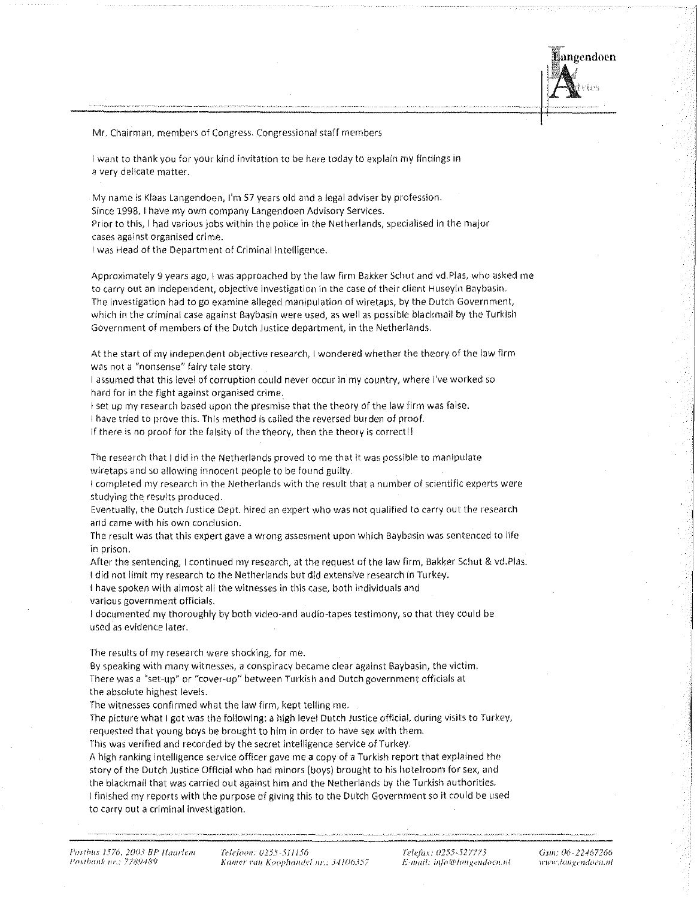Mr. Chairman, members of Congress. Congressional staff members

I want to thank you for your kind invitation to be here today to explain my findings in a very delicate matter.

My name is Klaas Langendoen, I'm 57 years old and a legal adviser by profession.
Since 1998, I have my own company Langendoen Advisory Services.
Prior to this, I had various jobs within the police in the Netherlands, specialised in the major cases against organised crime.
I was Head of the Department of Criminal Intelligence.

Approximately 9 years ago, I was approached by the law firm Bakker Schut and vd.Plas, who asked me to carry out an independent, objective investigation in the case of their client Huseyin Baybasin.
The investigation had to go examine alleged manipulation of wiretaps, by the Dutch Government, which in the criminal case against Baybasin were used, as well as possible blackmail by the Turkish Government of members of the Dutch Justice department, in the Netherlands.

At the start of my independent objective research, I wondered whether the theory of the law firm was not a "nonsense" fairy tale story.
I assumed that this level of corruption could never occur in my country, where I've worked so hard for in the fight against organised crime.
I set up my research based upon the presmise that the theory of the law firm was false.
I have tried to prove this. This method is called the reversed burden of proof.
If there is no proof for the falsity of the theory, then the theory is correct!!

The research that I did in the Netherlands proved to me that it was possible to manipulate wiretaps and so allowing innocent people to be found guilty.
I completed my research in the Netherlands with the result that a number of scientific experts were studying the results produced.
Eventually, the Dutch Justice Dept. hired an expert who was not qualified to carry out the research and came with his own conclusion.
The result was that this expert gave a wrong assesment upon which Baybasin was sentenced to life in prison.
After the sentencing, I continued my research, at the request of the law firm, Bakker Schut & vd.Plas.
I did not limit my research to the Netherlands but did extensive research in Turkey.
I have spoken with almost all the witnesses in this case, both individuals and various government officials.
I documented my thoroughly by both video-and audio-tapes testimony, so that they could be used as evidence later.

The results of my research were shocking, for me.
By speaking with many witnesses, a conspiracy became clear against Baybasin, the victim.
There was a "set-up" or "cover-up" between Turkish and Dutch government officials at the absolute highest levels.
The witnesses confirmed what the law firm, kept telling me.
The picture what I got was the following: a high level Dutch Justice official, during visits to Turkey, requested that young boys be brought to him in order to have sex with them.
This was verified and recorded by the secret intelligence service of Turkey.
A high ranking intelligence service officer gave me a copy of a Turkish report that explained the story of the Dutch Justice Official who had minors (boys) brought to his hotelroom for sex, and the blackmail that was carried out against him and the Netherlands by the Turkish authorities.
I finished my reports with the purpose of giving this to the Dutch Government so it could be used to carry out a criminal investigation.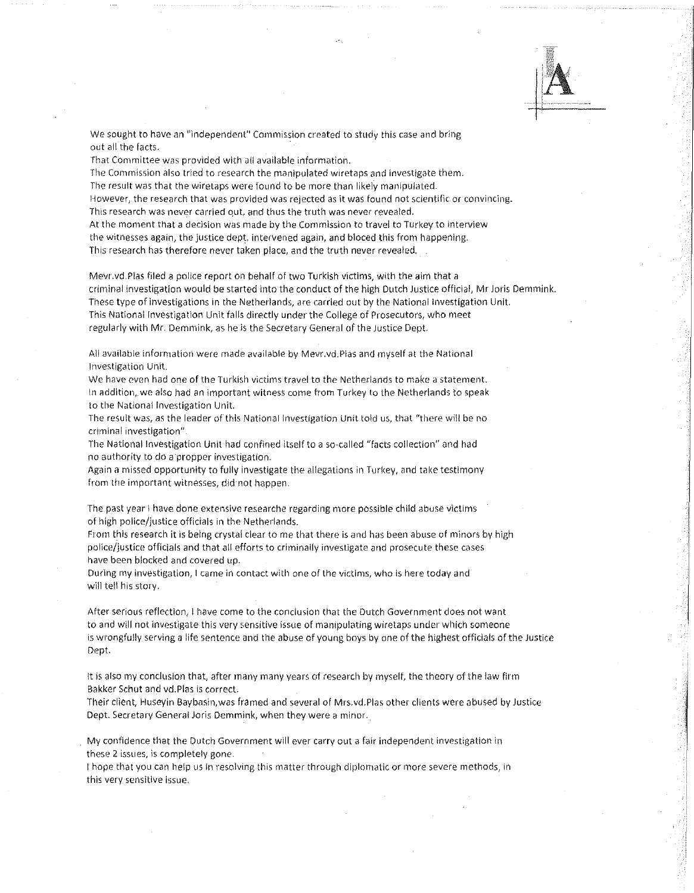We sought to have an "independent" Commission created to study this case and bring out all the facts.
That Committee was provided with all available information.
The Commission also tried to research the manipulated wiretaps and investigate them.
The result was that the wiretaps were found to be more than likely manipulated.
However, the research that was provided was rejected as it was found not scientific or convincing.
This research was never carried out, and thus the truth was never revealed.
At the moment that a decision was made by the Commission to travel to Turkey to interview the witnesses again, the justice dept. intervened again, and bloced this from happening.
This research has therefore never taken place, and the truth never revealed.

Mevr.vd.Plas filed a police report on behalf of two Turkish victims, with the aim that a criminal investigation would be started into the conduct of the high Dutch Justice official, Mr Joris Demmink.
These type of investigations in the Netherlands, are carried out by the National Investigation Unit.
This National Investigation Unit falls directly under the College of Prosecutors, who meet regularly with Mr. Demmink, as he is the Secretary General of the Justice Dept.

All available information were made available by Mevr.vd.Plas and myself at the National Investigation Unit.
We have even had one of the Turkish victims travel to the Netherlands to make a statement.
In addition, we also had an important witness come from Turkey to the Netherlands to speak to the National Investigation Unit.
The result was, as the leader of this National Investigation Unit told us, that "there will be no criminal investigation".
The National Investigation Unit had confined itself to a so-called "facts collection" and had no authority to do a propper investigation.
Again a missed opportunity to fully investigate the allegations in Turkey, and take testimony from the important witnesses, did not happen.

The past year I have done extensive researche regarding more possible child abuse victims of high police/justice officials in the Netherlands.
From this research it is being crystal clear to me that there is and has been abuse of minors by high police/justice officials and that all efforts to criminally investigate and prosecute these cases have been blocked and covered up.
During my investigation, I came in contact with one of the victims, who is here today and will tell his story.

After serious reflection, I have come to the conclusion that the Dutch Government does not want to and will not investigate this very sensitive issue of manipulating wiretaps under which someone is wrongfully serving a life sentence and the abuse of young boys by one of the highest officials of the Justice Dept.

It is also my conclusion that, after many many years of research by myself, the theory of the law firm Bakker Schut and vd.Plas is correct.
Their client, Huseyin Baybasin, was framed and several of Mrs.vd.Plas other clients were abused by Justice Dept. Secretary General Joris Demmink, when they were a minor.

My confidence that the Dutch Government will ever carry out a fair independent investigation in these 2 issues, is completely gone.
I hope that you can help us in resolving this matter through diplomatic or more severe methods, in this very sensitive issue.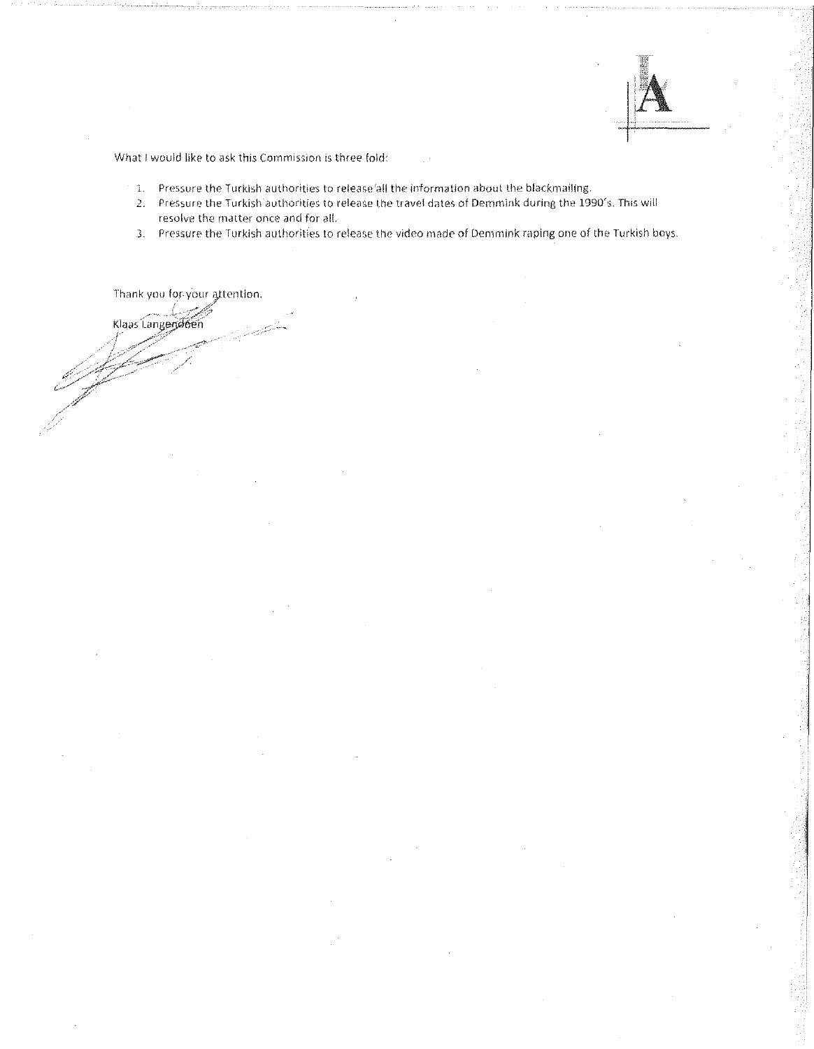What I would like to ask this Commission is three fold:

1. Pressure the Turkish authorities to release all the information about the blackmailing.
2. Pressure the Turkish authorities to release the travel dates of Demmink during the 1990's. This will resolve the matter once and for all.
3. Pressure the Turkish authorities to release the video made of Demmink raping one of the Turkish boys.

Thank you for your attention.

Klaas Langendoen